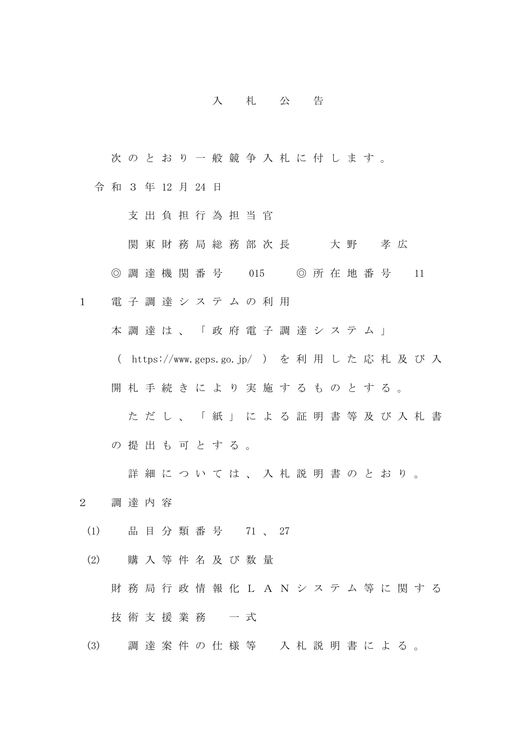# 入札公告

次のとおり一般競争入札に付します。

令和３年12月24日

支出負担行為担当官

関東財務局総務部次長　　大野　孝広

◎調達機関番号　015　◎所在地番号　11

1　電子調達システムの利用

本調達は、「政府電子調達システム」（ https://www.geps.go.jp/ ）を利用した応札及び入開札手続きにより実施するものとする。

ただし、「紙」による証明書等及び入札書の提出も可とする。

詳細については、入札説明書のとおり。

2　調達内容

(1)　品目分類番号　71、27

(2)　購入等件名及び数量

財務局行政情報化ＬＡＮシステム等に関する技術支援業務　一式

(3)　調達案件の仕様等　入札説明書による。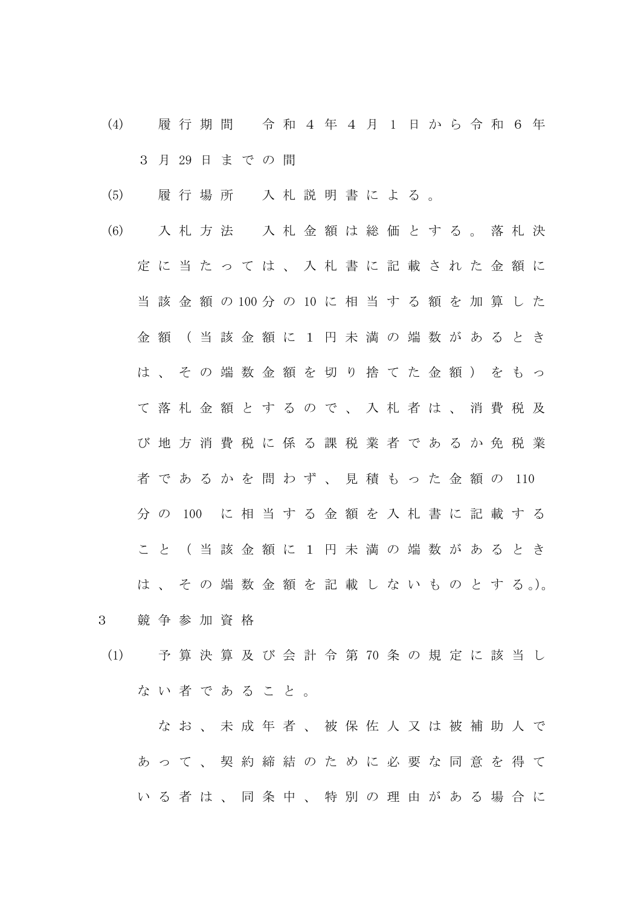(4)　履行期間　令和４年４月１日から令和６年３月29日までの間

(5)　履行場所　入札説明書による。

(6)　入札方法　入札金額は総価とする。落札決定に当たっては、入札書に記載された金額に当該金額の100分の10に相当する額を加算した金額（当該金額に１円未満の端数があるときは、その端数金額を切り捨てた金額）をもって落札金額とするので、入札者は、消費税及び地方消費税に係る課税業者であるか免税業者であるかを問わず、見積もった金額の110分の100に相当する金額を入札書に記載すること（当該金額に１円未満の端数があるときは、その端数金額を記載しないものとする。）。

3　競争参加資格

(1)　予算決算及び会計令第70条の規定に該当しない者であること。

なお、未成年者、被保佐人又は被補助人であって、契約締結のために必要な同意を得ている者は、同条中、特別の理由がある場合に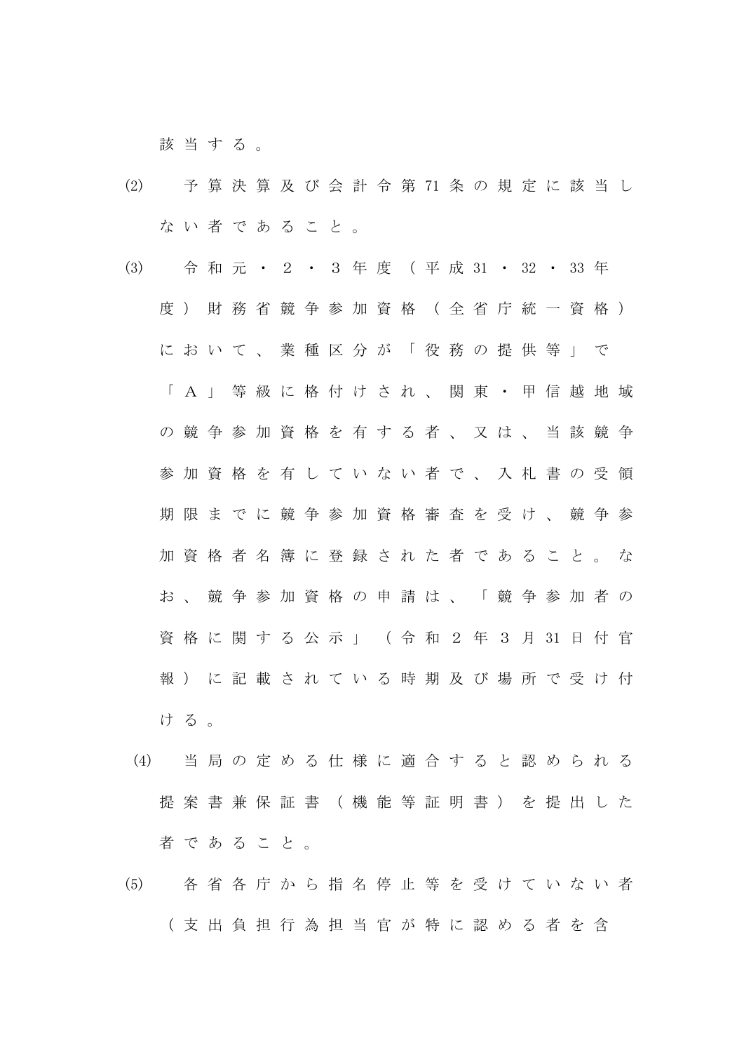該当する。

(2)　予算決算及び会計令第71条の規定に該当しない者であること。

(3)　令和元・２・３年度（平成31・32・33年度）財務省競争参加資格（全省庁統一資格）において、業種区分が「役務の提供等」で「Ａ」等級に格付けされ、関東・甲信越地域の競争参加資格を有する者、又は、当該競争参加資格を有していない者で、入札書の受領期限までに競争参加資格審査を受け、競争参加資格者名簿に登録された者であること。なお、競争参加資格の申請は、「競争参加者の資格に関する公示」（令和２年３月31日付官報）に記載されている時期及び場所で受け付ける。

(4)　当局の定める仕様に適合すると認められる提案書兼保証書（機能等証明書）を提出した者であること。

(5)　各省各庁から指名停止等を受けていない者（支出負担行為担当官が特に認める者を含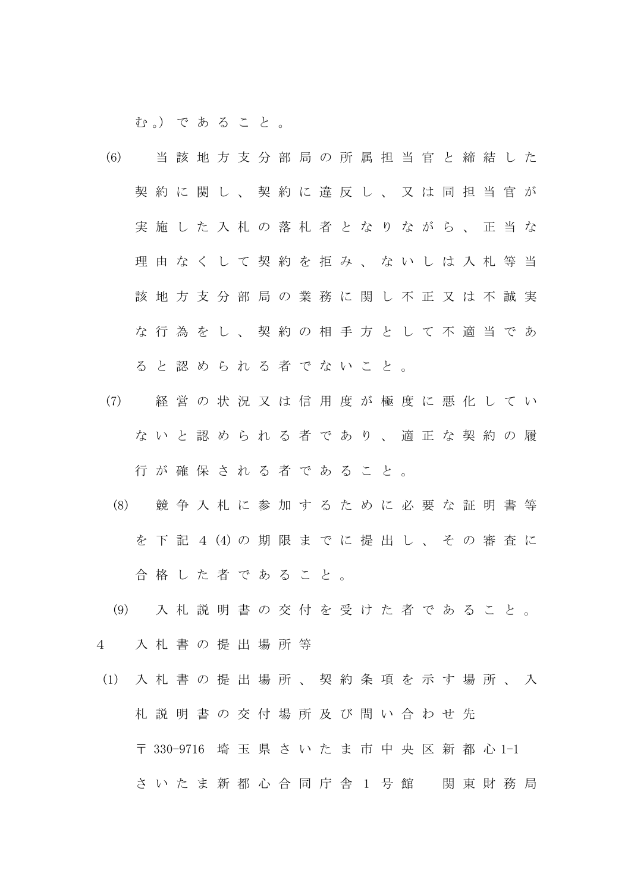む。）であること。

(6) 当該地方支分部局の所属担当官と締結した契約に関し、契約に違反し、又は同担当官が実施した入札の落札者となりながら、正当な理由なくして契約を拒み、ないしは入札等当該地方支分部局の業務に関し不正又は不誠実な行為をし、契約の相手方として不適当であると認められる者でないこと。

(7) 経営の状況又は信用度が極度に悪化していないと認められる者であり、適正な契約の履行が確保される者であること。

(8) 競争入札に参加するために必要な証明書等を下記４(4)の期限までに提出し、その審査に合格した者であること。

(9) 入札説明書の交付を受けた者であること。

4 入札書の提出場所等

(1) 入札書の提出場所、契約条項を示す場所、入札説明書の交付場所及び問い合わせ先

〒330-9716 埼玉県さいたま市中央区新都心1-1

さいたま新都心合同庁舎１号館 関東財務局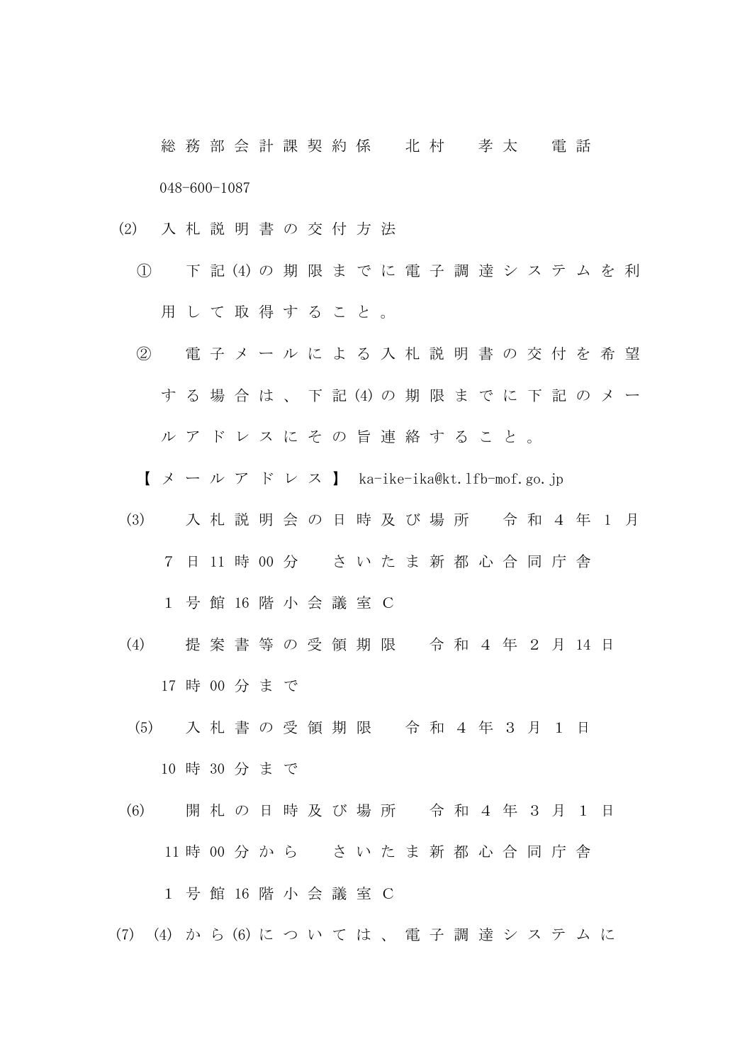総務部会計課契約係　北村　孝太　電話 048-600-1087

(2) 入札説明書の交付方法

① 下記(4)の期限までに電子調達システムを利用して取得すること。

② 電子メールによる入札説明書の交付を希望する場合は、下記(4)の期限までに下記のメールアドレスにその旨連絡すること。

【メールアドレス】 ka-ike-ika@kt.lfb-mof.go.jp

(3) 入札説明会の日時及び場所　令和4年1月7日11時00分　さいたま新都心合同庁舎1号館16階小会議室C

(4) 提案書等の受領期限　令和4年2月14日17時00分まで

(5) 入札書の受領期限　令和4年3月1日10時30分まで

(6) 開札の日時及び場所　令和4年3月1日11時00分から　さいたま新都心合同庁舎1号館16階小会議室C

(7) (4)から(6)については、電子調達システムに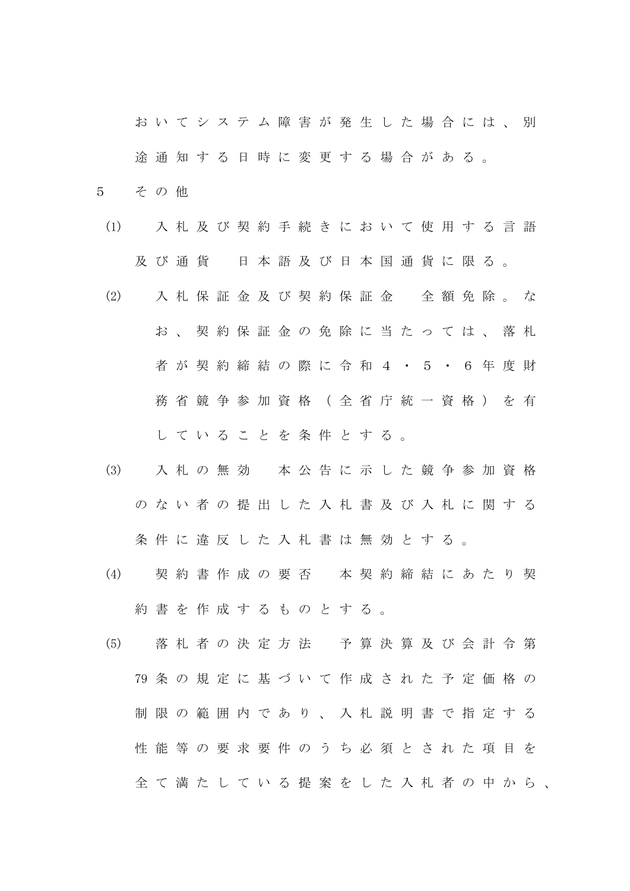おいてシステム障害が発生した場合には、別途通知する日時に変更する場合がある。

5　その他

(1)　入札及び契約手続きにおいて使用する言語及び通貨　日本語及び日本国通貨に限る。

(2)　入札保証金及び契約保証金　全額免除。なお、契約保証金の免除に当たっては、落札者が契約締結の際に令和４・５・６年度財務省競争参加資格（全省庁統一資格）を有していることを条件とする。

(3)　入札の無効　本公告に示した競争参加資格のない者の提出した入札書及び入札に関する条件に違反した入札書は無効とする。

(4)　契約書作成の要否　本契約締結にあたり契約書を作成するものとする。

(5)　落札者の決定方法　予算決算及び会計令第79条の規定に基づいて作成された予定価格の制限の範囲内であり、入札説明書で指定する性能等の要求要件のうち必須とされた項目を全て満たしている提案をした入札者の中から、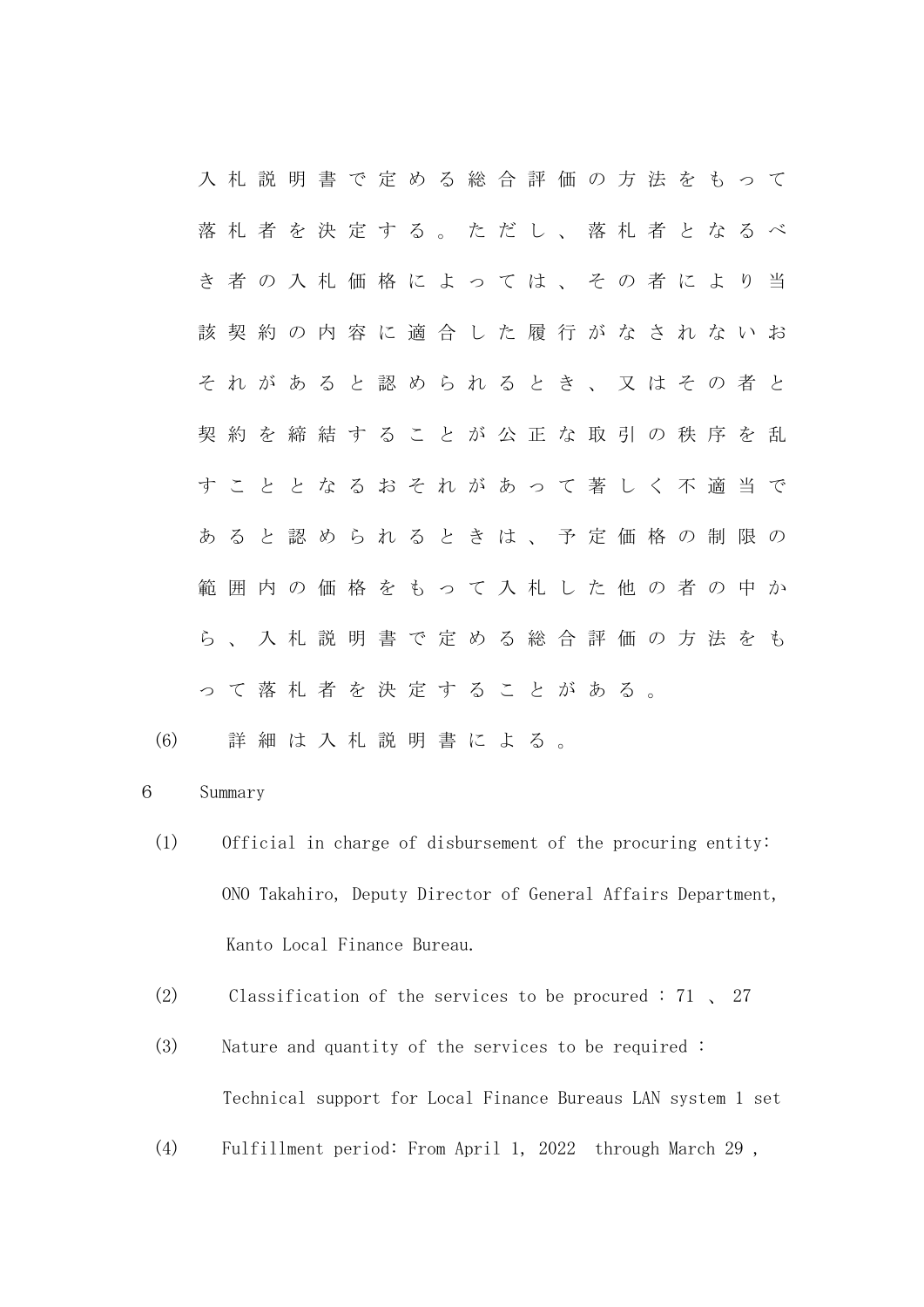入札説明書で定める総合評価の方法をもって落札者を決定する。ただし、落札者となるべき者の入札価格によっては、その者により当該契約の内容に適合した履行がなされないおそれがあると認められるとき、又はその者と契約を締結することが公正な取引の秩序を乱すこととなるおそれがあって著しく不適当であると認められるときは、予定価格の制限の範囲内の価格をもって入札した他の者の中から、入札説明書で定める総合評価の方法をもって落札者を決定することがある。

(6) 詳細は入札説明書による。

6 Summary

(1) Official in charge of disbursement of the procuring entity: ONO Takahiro, Deputy Director of General Affairs Department, Kanto Local Finance Bureau.

(2) Classification of the services to be procured : 71 、 27

(3) Nature and quantity of the services to be required : Technical support for Local Finance Bureaus LAN system 1 set

(4) Fulfillment period: From April 1, 2022 through March 29 ,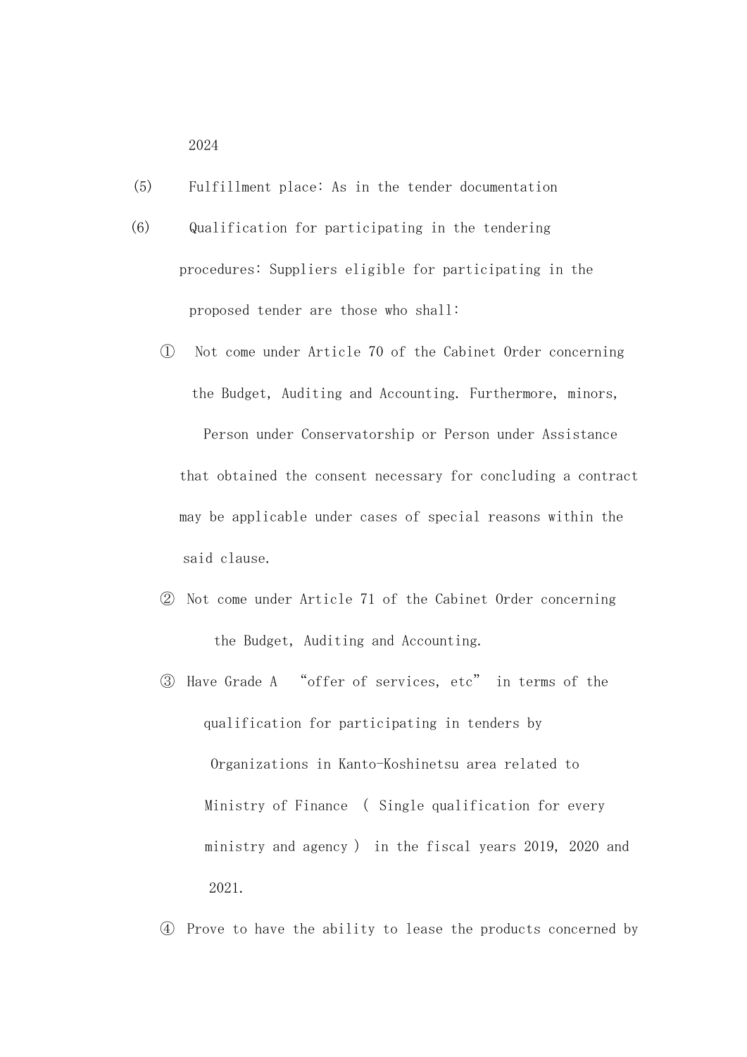2024

(5) Fulfillment place: As in the tender documentation

(6) Qualification for participating in the tendering procedures: Suppliers eligible for participating in the proposed tender are those who shall:

① Not come under Article 70 of the Cabinet Order concerning the Budget, Auditing and Accounting. Furthermore, minors, Person under Conservatorship or Person under Assistance that obtained the consent necessary for concluding a contract may be applicable under cases of special reasons within the said clause.

② Not come under Article 71 of the Cabinet Order concerning the Budget, Auditing and Accounting.

③ Have Grade A "offer of services, etc" in terms of the qualification for participating in tenders by Organizations in Kanto-Koshinetsu area related to Ministry of Finance ( Single qualification for every ministry and agency ) in the fiscal years 2019, 2020 and 2021.

④ Prove to have the ability to lease the products concerned by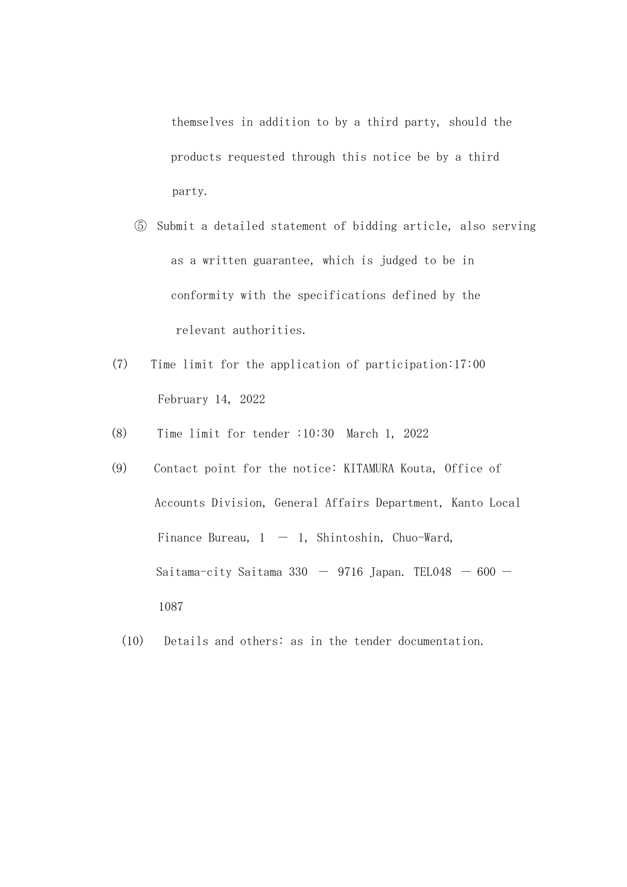themselves in addition to by a third party, should the products requested through this notice be by a third party.

⑤ Submit a detailed statement of bidding article, also serving as a written guarantee, which is judged to be in conformity with the specifications defined by the relevant authorities.

(7) Time limit for the application of participation:17:00 February 14, 2022

(8) Time limit for tender :10:30 March 1, 2022

(9) Contact point for the notice: KITAMURA Kouta, Office of Accounts Division, General Affairs Department, Kanto Local Finance Bureau, 1 － 1, Shintoshin, Chuo-Ward, Saitama-city Saitama 330 － 9716 Japan. TEL048 － 600 － 1087

(10) Details and others: as in the tender documentation.